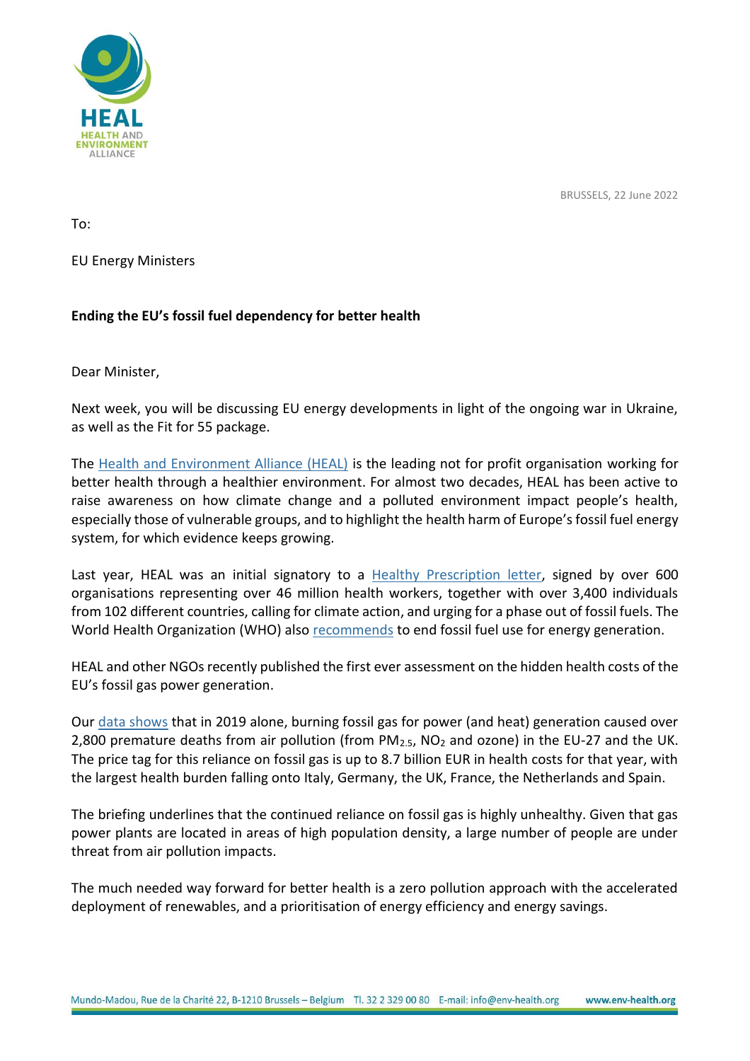BRUSSELS, 22 June 2022

To:

EU Energy Ministers

**Ending the EU's fossil fuel dependency for better health**

Dear Minister,

Next week, you will be discussing EU energy developments in light of the ongoing war in Ukraine, as well as the Fit for 55 package.

The Health and Environment Alliance (HEAL) is the leading not for profit organisation working for better health through a healthier environment. For almost two decades, HEAL has been active to raise awareness on how climate change and a polluted environment impact people's health, especially those of vulnerable groups, and to highlight the health harm of Europe's fossil fuel energy system, for which evidence keeps growing.

Last year, HEAL was an initial signatory to a Healthy Prescription letter, signed by over 600 organisations representing over 46 million health workers, together with over 3,400 individuals from 102 different countries, calling for climate action, and urging for a phase out of fossil fuels. The World Health Organization (WHO) also recommends to end fossil fuel use for energy generation.

HEAL and other NGOs recently published the first ever assessment on the hidden health costs of the EU's fossil gas power generation.

Our data shows that in 2019 alone, burning fossil gas for power (and heat) generation caused over 2,800 premature deaths from air pollution (from $PM_{2.5}$, $NO_2$ and ozone) in the EU-27 and the UK. The price tag for this reliance on fossil gas is up to 8.7 billion EUR in health costs for that year, with the largest health burden falling onto Italy, Germany, the UK, France, the Netherlands and Spain.

The briefing underlines that the continued reliance on fossil gas is highly unhealthy. Given that gas power plants are located in areas of high population density, a large number of people are under threat from air pollution impacts.

The much needed way forward for better health is a zero pollution approach with the accelerated deployment of renewables, and a prioritisation of energy efficiency and energy savings.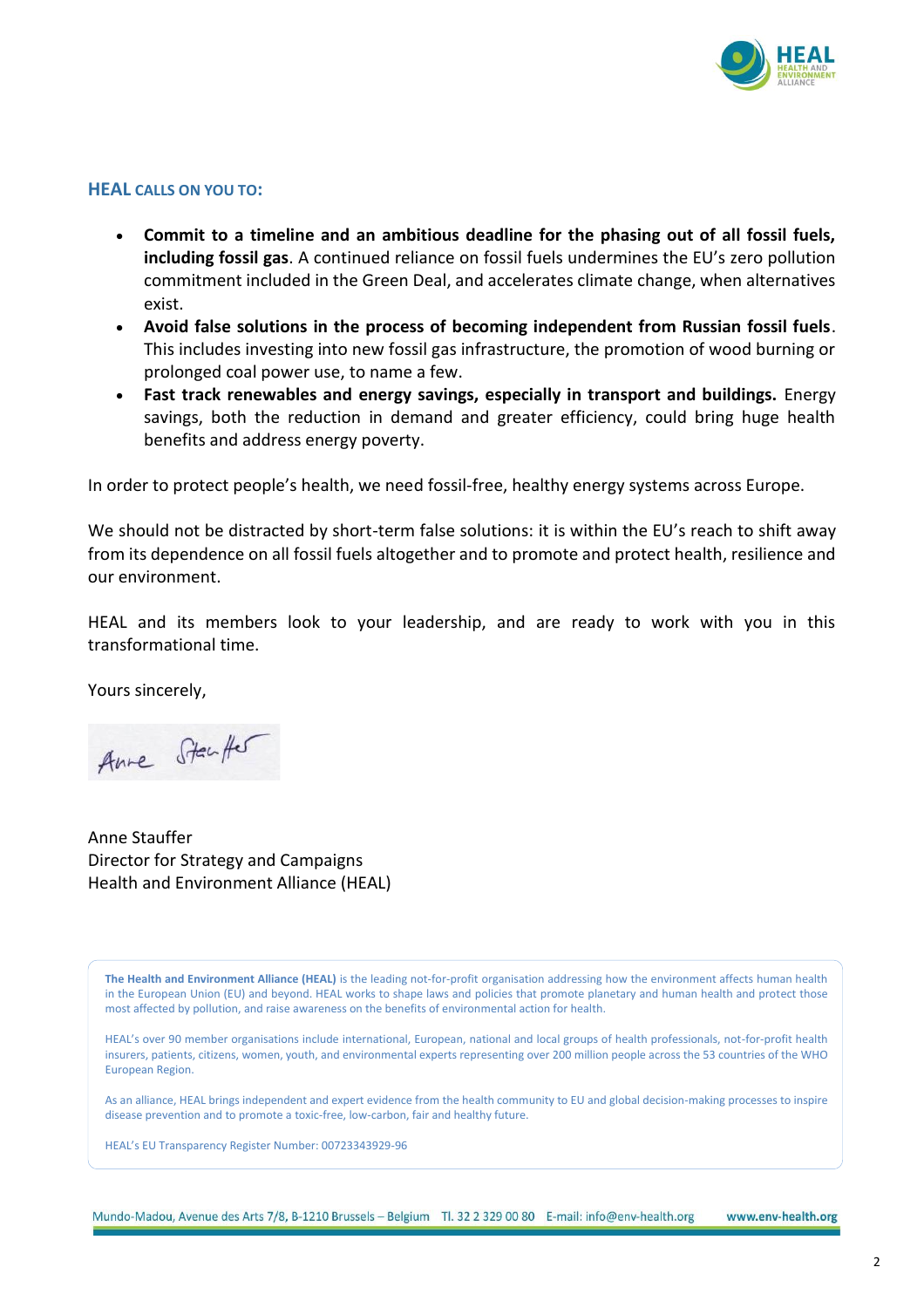**HEAL CALLS ON YOU TO:**

- **Commit to a timeline and an ambitious deadline for the phasing out of all fossil fuels, including fossil gas**. A continued reliance on fossil fuels undermines the EU's zero pollution commitment included in the Green Deal, and accelerates climate change, when alternatives exist.
- **Avoid false solutions in the process of becoming independent from Russian fossil fuels**. This includes investing into new fossil gas infrastructure, the promotion of wood burning or prolonged coal power use, to name a few.
- **Fast track renewables and energy savings, especially in transport and buildings.** Energy savings, both the reduction in demand and greater efficiency, could bring huge health benefits and address energy poverty.

In order to protect people's health, we need fossil-free, healthy energy systems across Europe.

We should not be distracted by short-term false solutions: it is within the EU's reach to shift away from its dependence on all fossil fuels altogether and to promote and protect health, resilience and our environment.

HEAL and its members look to your leadership, and are ready to work with you in this transformational time.

Yours sincerely,

Anne Stauffer
Director for Strategy and Campaigns
Health and Environment Alliance (HEAL)

**The Health and Environment Alliance (HEAL)** is the leading not-for-profit organisation addressing how the environment affects human health in the European Union (EU) and beyond. HEAL works to shape laws and policies that promote planetary and human health and protect those most affected by pollution, and raise awareness on the benefits of environmental action for health.

HEAL's over 90 member organisations include international, European, national and local groups of health professionals, not-for-profit health insurers, patients, citizens, women, youth, and environmental experts representing over 200 million people across the 53 countries of the WHO European Region.

As an alliance, HEAL brings independent and expert evidence from the health community to EU and global decision-making processes to inspire disease prevention and to promote a toxic-free, low-carbon, fair and healthy future.

HEAL's EU Transparency Register Number: 00723343929-96

Mundo-Madou, Avenue des Arts 7/8, B-1210 Brussels – Belgium Tl. 32 2 329 00 80 E-mail: info@env-health.org www.env-health.org